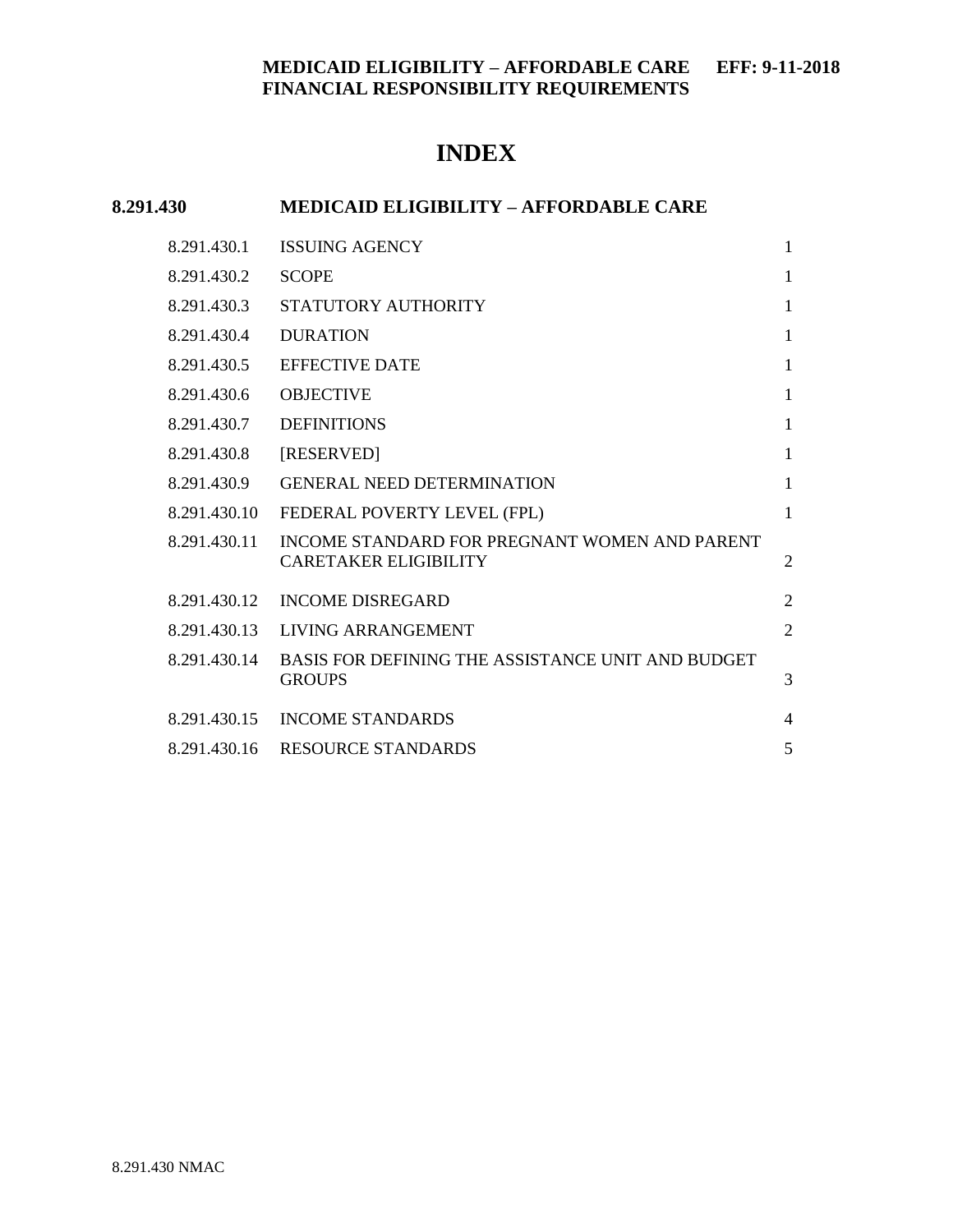**MEDICAID ELIGIBILITY – AFFORDABLE CARE FINANCIAL RESPONSIBILITY REQUIREMENTS** **EFF: 9-11-2018**

# INDEX

## 8.291.430 MEDICAID ELIGIBILITY – AFFORDABLE CARE

| | | |
|---|---|---|
| 8.291.430.1 | ISSUING AGENCY | 1 |
| 8.291.430.2 | SCOPE | 1 |
| 8.291.430.3 | STATUTORY AUTHORITY | 1 |
| 8.291.430.4 | DURATION | 1 |
| 8.291.430.5 | EFFECTIVE DATE | 1 |
| 8.291.430.6 | OBJECTIVE | 1 |
| 8.291.430.7 | DEFINITIONS | 1 |
| 8.291.430.8 | [RESERVED] | 1 |
| 8.291.430.9 | GENERAL NEED DETERMINATION | 1 |
| 8.291.430.10 | FEDERAL POVERTY LEVEL (FPL) | 1 |
| 8.291.430.11 | INCOME STANDARD FOR PREGNANT WOMEN AND PARENT CARETAKER ELIGIBILITY | 2 |
| 8.291.430.12 | INCOME DISREGARD | 2 |
| 8.291.430.13 | LIVING ARRANGEMENT | 2 |
| 8.291.430.14 | BASIS FOR DEFINING THE ASSISTANCE UNIT AND BUDGET GROUPS | 3 |
| 8.291.430.15 | INCOME STANDARDS | 4 |
| 8.291.430.16 | RESOURCE STANDARDS | 5 |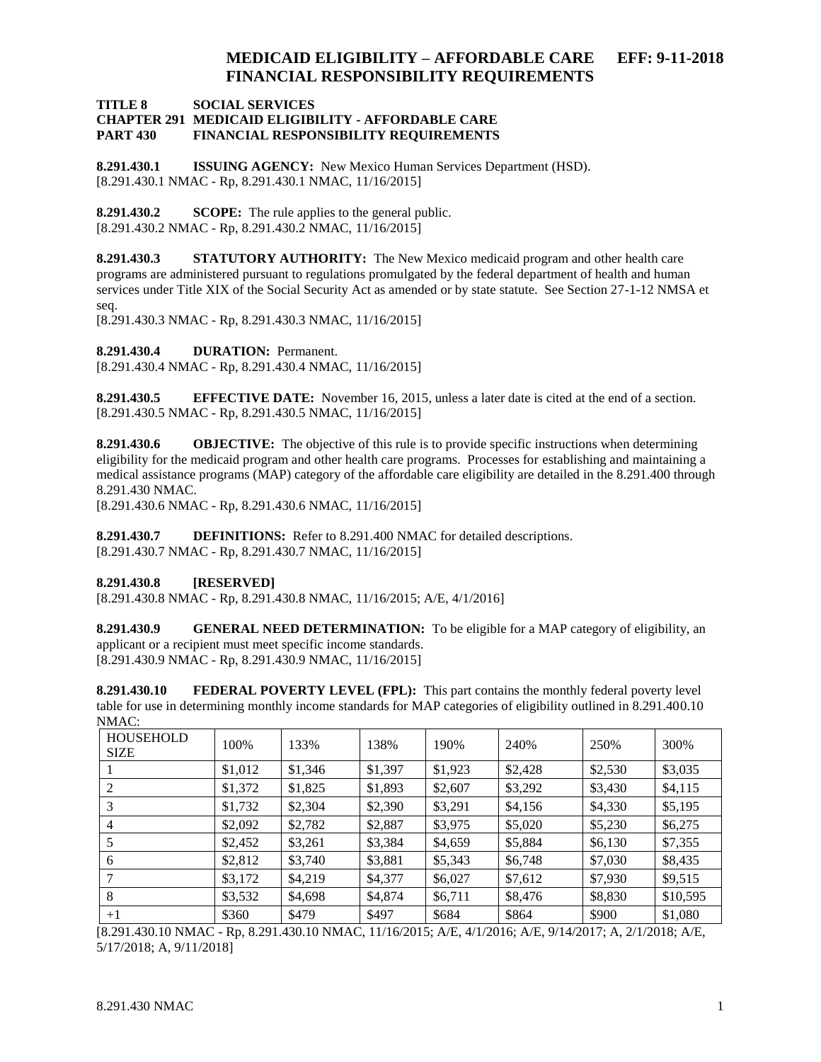**TITLE 8 SOCIAL SERVICES**
**CHAPTER 291 MEDICAID ELIGIBILITY - AFFORDABLE CARE**
**PART 430 FINANCIAL RESPONSIBILITY REQUIREMENTS**

**8.291.430.1 ISSUING AGENCY:** New Mexico Human Services Department (HSD).
[8.291.430.1 NMAC - Rp, 8.291.430.1 NMAC, 11/16/2015]

**8.291.430.2 SCOPE:** The rule applies to the general public.
[8.291.430.2 NMAC - Rp, 8.291.430.2 NMAC, 11/16/2015]

**8.291.430.3 STATUTORY AUTHORITY:** The New Mexico medicaid program and other health care programs are administered pursuant to regulations promulgated by the federal department of health and human services under Title XIX of the Social Security Act as amended or by state statute. See Section 27-1-12 NMSA et seq.
[8.291.430.3 NMAC - Rp, 8.291.430.3 NMAC, 11/16/2015]

**8.291.430.4 DURATION:** Permanent.
[8.291.430.4 NMAC - Rp, 8.291.430.4 NMAC, 11/16/2015]

**8.291.430.5 EFFECTIVE DATE:** November 16, 2015, unless a later date is cited at the end of a section.
[8.291.430.5 NMAC - Rp, 8.291.430.5 NMAC, 11/16/2015]

**8.291.430.6 OBJECTIVE:** The objective of this rule is to provide specific instructions when determining eligibility for the medicaid program and other health care programs. Processes for establishing and maintaining a medical assistance programs (MAP) category of the affordable care eligibility are detailed in the 8.291.400 through 8.291.430 NMAC.
[8.291.430.6 NMAC - Rp, 8.291.430.6 NMAC, 11/16/2015]

**8.291.430.7 DEFINITIONS:** Refer to 8.291.400 NMAC for detailed descriptions.
[8.291.430.7 NMAC - Rp, 8.291.430.7 NMAC, 11/16/2015]

**8.291.430.8 [RESERVED]**
[8.291.430.8 NMAC - Rp, 8.291.430.8 NMAC, 11/16/2015; A/E, 4/1/2016]

**8.291.430.9 GENERAL NEED DETERMINATION:** To be eligible for a MAP category of eligibility, an applicant or a recipient must meet specific income standards.
[8.291.430.9 NMAC - Rp, 8.291.430.9 NMAC, 11/16/2015]

**8.291.430.10 FEDERAL POVERTY LEVEL (FPL):** This part contains the monthly federal poverty level table for use in determining monthly income standards for MAP categories of eligibility outlined in 8.291.400.10 NMAC:

| HOUSEHOLD SIZE | 100% | 133% | 138% | 190% | 240% | 250% | 300% |
|---|---|---|---|---|---|---|---|
| 1 | $1,012 | $1,346 | $1,397 | $1,923 | $2,428 | $2,530 | $3,035 |
| 2 | $1,372 | $1,825 | $1,893 | $2,607 | $3,292 | $3,430 | $4,115 |
| 3 | $1,732 | $2,304 | $2,390 | $3,291 | $4,156 | $4,330 | $5,195 |
| 4 | $2,092 | $2,782 | $2,887 | $3,975 | $5,020 | $5,230 | $6,275 |
| 5 | $2,452 | $3,261 | $3,384 | $4,659 | $5,884 | $6,130 | $7,355 |
| 6 | $2,812 | $3,740 | $3,881 | $5,343 | $6,748 | $7,030 | $8,435 |
| 7 | $3,172 | $4,219 | $4,377 | $6,027 | $7,612 | $7,930 | $9,515 |
| 8 | $3,532 | $4,698 | $4,874 | $6,711 | $8,476 | $8,830 | $10,595 |
| +1 | $360 | $479 | $497 | $684 | $864 | $900 | $1,080 |

[8.291.430.10 NMAC - Rp, 8.291.430.10 NMAC, 11/16/2015; A/E, 4/1/2016; A/E, 9/14/2017; A, 2/1/2018; A/E, 5/17/2018; A, 9/11/2018]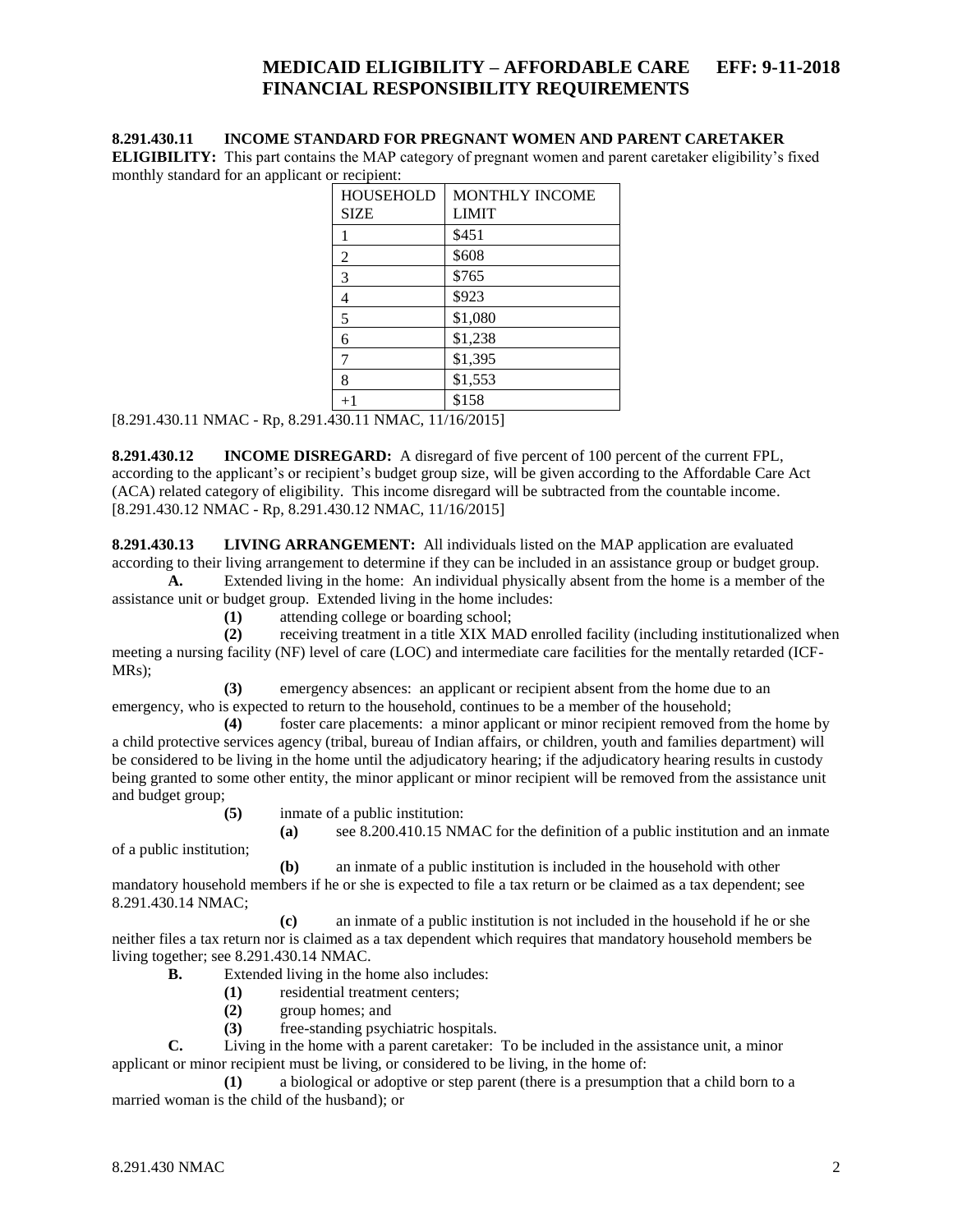**8.291.430.11 INCOME STANDARD FOR PREGNANT WOMEN AND PARENT CARETAKER ELIGIBILITY:** This part contains the MAP category of pregnant women and parent caretaker eligibility's fixed monthly standard for an applicant or recipient:

| HOUSEHOLD SIZE | MONTHLY INCOME LIMIT |
|---|---|
| 1 | $451 |
| 2 | $608 |
| 3 | $765 |
| 4 | $923 |
| 5 | $1,080 |
| 6 | $1,238 |
| 7 | $1,395 |
| 8 | $1,553 |
| +1 | $158 |

[8.291.430.11 NMAC - Rp, 8.291.430.11 NMAC, 11/16/2015]

**8.291.430.12 INCOME DISREGARD:** A disregard of five percent of 100 percent of the current FPL, according to the applicant's or recipient's budget group size, will be given according to the Affordable Care Act (ACA) related category of eligibility. This income disregard will be subtracted from the countable income.
[8.291.430.12 NMAC - Rp, 8.291.430.12 NMAC, 11/16/2015]

**8.291.430.13 LIVING ARRANGEMENT:** All individuals listed on the MAP application are evaluated according to their living arrangement to determine if they can be included in an assistance group or budget group.

**A.** Extended living in the home: An individual physically absent from the home is a member of the assistance unit or budget group. Extended living in the home includes:

**(1)** attending college or boarding school;

**(2)** receiving treatment in a title XIX MAD enrolled facility (including institutionalized when meeting a nursing facility (NF) level of care (LOC) and intermediate care facilities for the mentally retarded (ICF-MRs);

**(3)** emergency absences: an applicant or recipient absent from the home due to an emergency, who is expected to return to the household, continues to be a member of the household;

**(4)** foster care placements: a minor applicant or minor recipient removed from the home by a child protective services agency (tribal, bureau of Indian affairs, or children, youth and families department) will be considered to be living in the home until the adjudicatory hearing; if the adjudicatory hearing results in custody being granted to some other entity, the minor applicant or minor recipient will be removed from the assistance unit and budget group;

**(5)** inmate of a public institution:

**(a)** see 8.200.410.15 NMAC for the definition of a public institution and an inmate of a public institution;

**(b)** an inmate of a public institution is included in the household with other mandatory household members if he or she is expected to file a tax return or be claimed as a tax dependent; see 8.291.430.14 NMAC;

**(c)** an inmate of a public institution is not included in the household if he or she neither files a tax return nor is claimed as a tax dependent which requires that mandatory household members be living together; see 8.291.430.14 NMAC.

**B.** Extended living in the home also includes:

**(1)** residential treatment centers;

**(2)** group homes; and

**(3)** free-standing psychiatric hospitals.

**C.** Living in the home with a parent caretaker: To be included in the assistance unit, a minor applicant or minor recipient must be living, or considered to be living, in the home of:

**(1)** a biological or adoptive or step parent (there is a presumption that a child born to a married woman is the child of the husband); or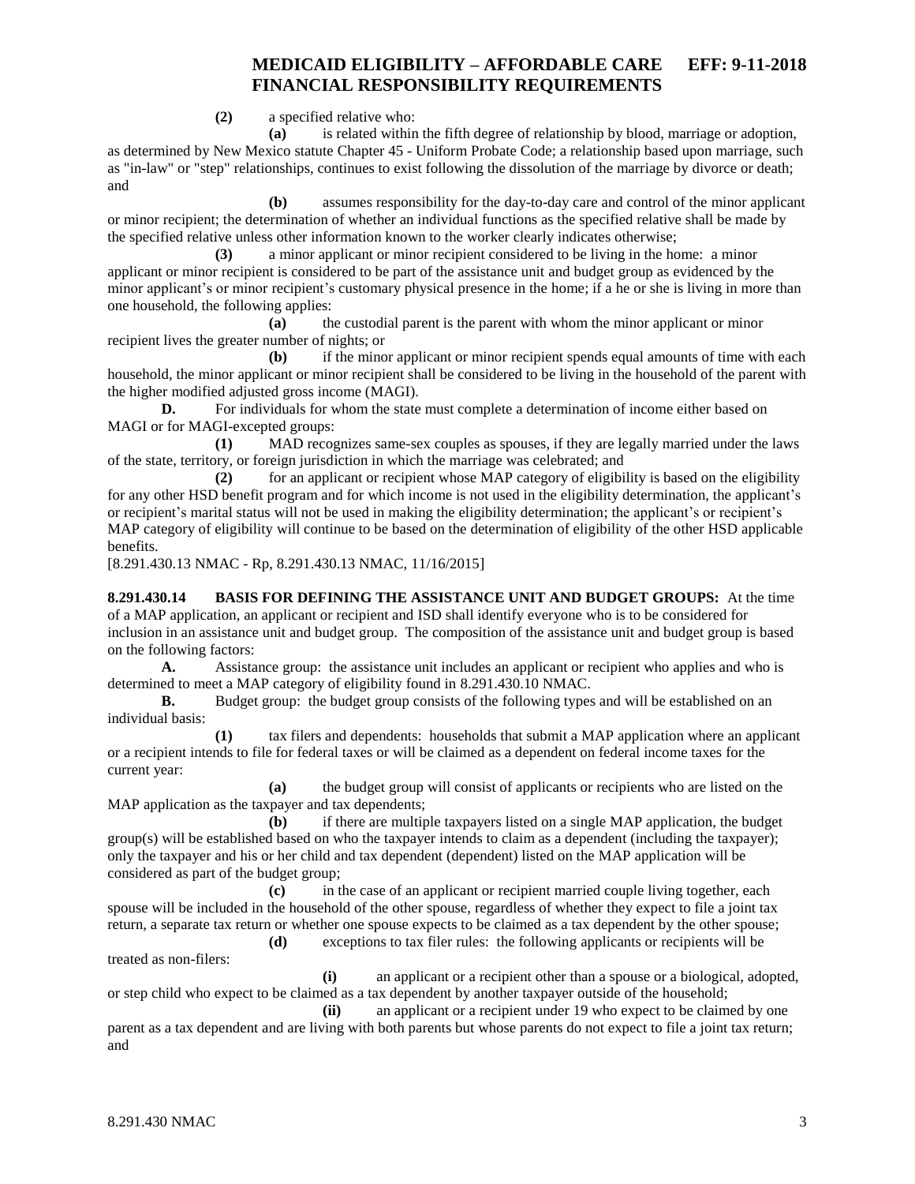**(2)** a specified relative who:

**(a)** is related within the fifth degree of relationship by blood, marriage or adoption, as determined by New Mexico statute Chapter 45 - Uniform Probate Code; a relationship based upon marriage, such as "in-law" or "step" relationships, continues to exist following the dissolution of the marriage by divorce or death; and

**(b)** assumes responsibility for the day-to-day care and control of the minor applicant or minor recipient; the determination of whether an individual functions as the specified relative shall be made by the specified relative unless other information known to the worker clearly indicates otherwise;

**(3)** a minor applicant or minor recipient considered to be living in the home: a minor applicant or minor recipient is considered to be part of the assistance unit and budget group as evidenced by the minor applicant's or minor recipient's customary physical presence in the home; if a he or she is living in more than one household, the following applies:

**(a)** the custodial parent is the parent with whom the minor applicant or minor recipient lives the greater number of nights; or

**(b)** if the minor applicant or minor recipient spends equal amounts of time with each household, the minor applicant or minor recipient shall be considered to be living in the household of the parent with the higher modified adjusted gross income (MAGI).

**D.** For individuals for whom the state must complete a determination of income either based on MAGI or for MAGI-excepted groups:

**(1)** MAD recognizes same-sex couples as spouses, if they are legally married under the laws of the state, territory, or foreign jurisdiction in which the marriage was celebrated; and

**(2)** for an applicant or recipient whose MAP category of eligibility is based on the eligibility for any other HSD benefit program and for which income is not used in the eligibility determination, the applicant's or recipient's marital status will not be used in making the eligibility determination; the applicant's or recipient's MAP category of eligibility will continue to be based on the determination of eligibility of the other HSD applicable benefits.

[8.291.430.13 NMAC - Rp, 8.291.430.13 NMAC, 11/16/2015]

**8.291.430.14 BASIS FOR DEFINING THE ASSISTANCE UNIT AND BUDGET GROUPS:** At the time of a MAP application, an applicant or recipient and ISD shall identify everyone who is to be considered for inclusion in an assistance unit and budget group. The composition of the assistance unit and budget group is based on the following factors:

**A.** Assistance group: the assistance unit includes an applicant or recipient who applies and who is determined to meet a MAP category of eligibility found in 8.291.430.10 NMAC.

**B.** Budget group: the budget group consists of the following types and will be established on an individual basis:

**(1)** tax filers and dependents: households that submit a MAP application where an applicant or a recipient intends to file for federal taxes or will be claimed as a dependent on federal income taxes for the current year:

**(a)** the budget group will consist of applicants or recipients who are listed on the MAP application as the taxpayer and tax dependents;

**(b)** if there are multiple taxpayers listed on a single MAP application, the budget group(s) will be established based on who the taxpayer intends to claim as a dependent (including the taxpayer); only the taxpayer and his or her child and tax dependent (dependent) listed on the MAP application will be considered as part of the budget group;

**(c)** in the case of an applicant or recipient married couple living together, each spouse will be included in the household of the other spouse, regardless of whether they expect to file a joint tax return, a separate tax return or whether one spouse expects to be claimed as a tax dependent by the other spouse;

**(d)** exceptions to tax filer rules: the following applicants or recipients will be treated as non-filers:

**(i)** an applicant or a recipient other than a spouse or a biological, adopted, or step child who expect to be claimed as a tax dependent by another taxpayer outside of the household;

**(ii)** an applicant or a recipient under 19 who expect to be claimed by one parent as a tax dependent and are living with both parents but whose parents do not expect to file a joint tax return; and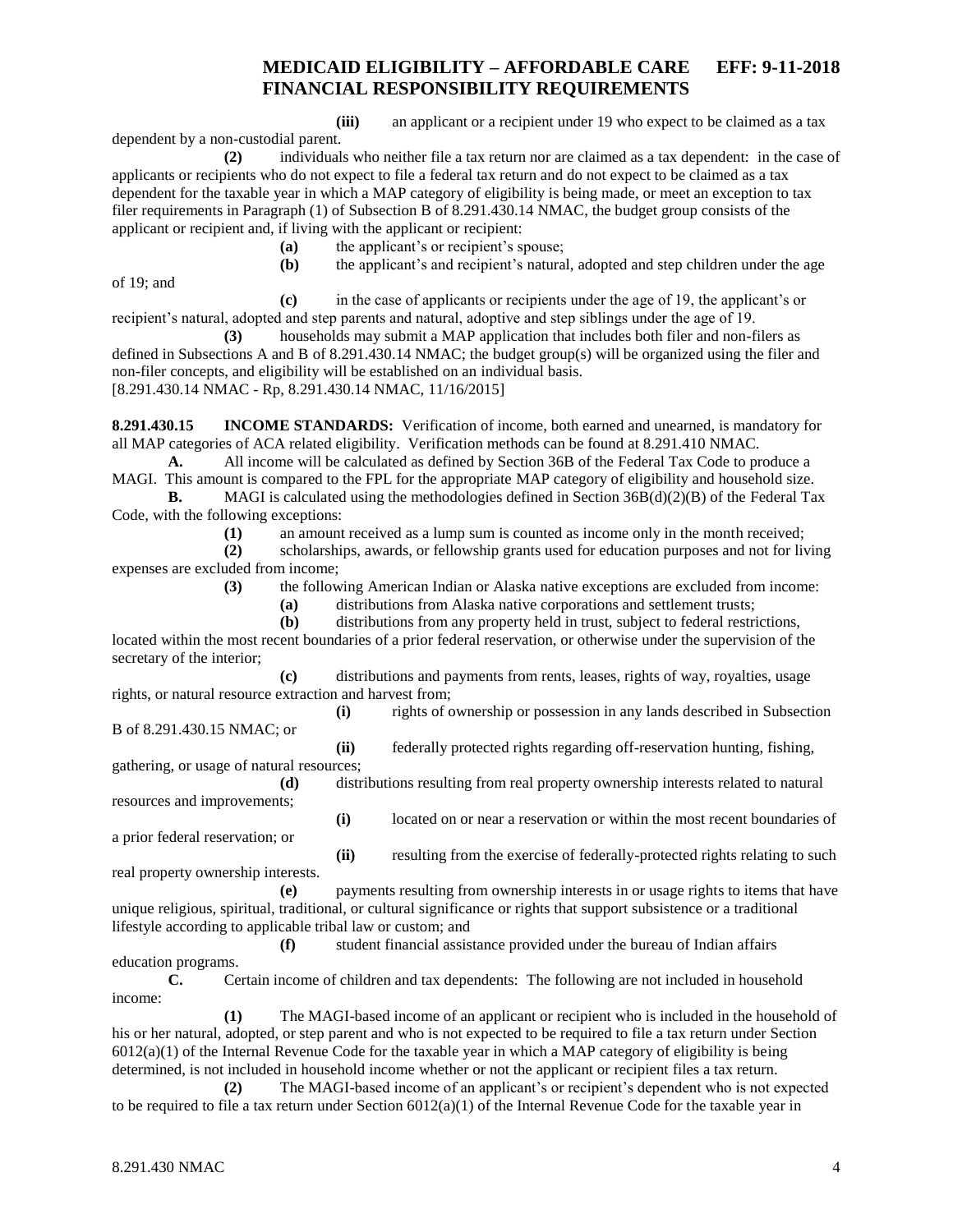**(iii)** an applicant or a recipient under 19 who expect to be claimed as a tax dependent by a non-custodial parent.

**(2)** individuals who neither file a tax return nor are claimed as a tax dependent: in the case of applicants or recipients who do not expect to file a federal tax return and do not expect to be claimed as a tax dependent for the taxable year in which a MAP category of eligibility is being made, or meet an exception to tax filer requirements in Paragraph (1) of Subsection B of 8.291.430.14 NMAC, the budget group consists of the applicant or recipient and, if living with the applicant or recipient:

**(a)** the applicant's or recipient's spouse;

**(b)** the applicant's and recipient's natural, adopted and step children under the age of 19; and

**(c)** in the case of applicants or recipients under the age of 19, the applicant's or recipient's natural, adopted and step parents and natural, adoptive and step siblings under the age of 19.

**(3)** households may submit a MAP application that includes both filer and non-filers as defined in Subsections A and B of 8.291.430.14 NMAC; the budget group(s) will be organized using the filer and non-filer concepts, and eligibility will be established on an individual basis.

[8.291.430.14 NMAC - Rp, 8.291.430.14 NMAC, 11/16/2015]

**8.291.430.15 INCOME STANDARDS:** Verification of income, both earned and unearned, is mandatory for all MAP categories of ACA related eligibility. Verification methods can be found at 8.291.410 NMAC.

**A.** All income will be calculated as defined by Section 36B of the Federal Tax Code to produce a MAGI. This amount is compared to the FPL for the appropriate MAP category of eligibility and household size.

**B.** MAGI is calculated using the methodologies defined in Section 36B(d)(2)(B) of the Federal Tax Code, with the following exceptions:

**(1)** an amount received as a lump sum is counted as income only in the month received;

**(2)** scholarships, awards, or fellowship grants used for education purposes and not for living expenses are excluded from income;

**(3)** the following American Indian or Alaska native exceptions are excluded from income:

**(a)** distributions from Alaska native corporations and settlement trusts;

**(b)** distributions from any property held in trust, subject to federal restrictions, located within the most recent boundaries of a prior federal reservation, or otherwise under the supervision of the secretary of the interior;

**(c)** distributions and payments from rents, leases, rights of way, royalties, usage rights, or natural resource extraction and harvest from;

**(i)** rights of ownership or possession in any lands described in Subsection B of 8.291.430.15 NMAC; or

**(ii)** federally protected rights regarding off-reservation hunting, fishing, gathering, or usage of natural resources;

**(d)** distributions resulting from real property ownership interests related to natural resources and improvements;

**(i)** located on or near a reservation or within the most recent boundaries of a prior federal reservation; or

**(ii)** resulting from the exercise of federally-protected rights relating to such real property ownership interests.

**(e)** payments resulting from ownership interests in or usage rights to items that have unique religious, spiritual, traditional, or cultural significance or rights that support subsistence or a traditional lifestyle according to applicable tribal law or custom; and

**(f)** student financial assistance provided under the bureau of Indian affairs education programs.

**C.** Certain income of children and tax dependents: The following are not included in household income:

**(1)** The MAGI-based income of an applicant or recipient who is included in the household of his or her natural, adopted, or step parent and who is not expected to be required to file a tax return under Section 6012(a)(1) of the Internal Revenue Code for the taxable year in which a MAP category of eligibility is being determined, is not included in household income whether or not the applicant or recipient files a tax return.

**(2)** The MAGI-based income of an applicant's or recipient's dependent who is not expected to be required to file a tax return under Section 6012(a)(1) of the Internal Revenue Code for the taxable year in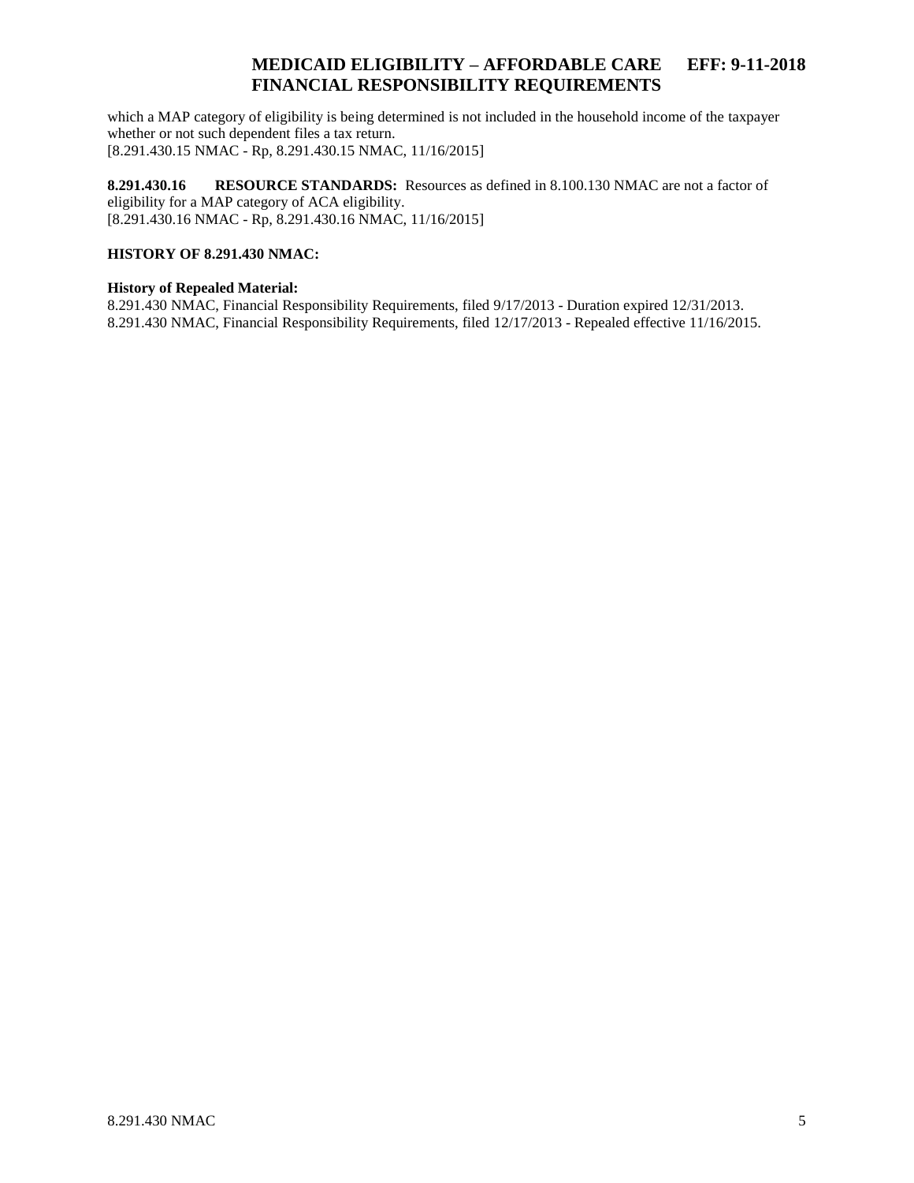which a MAP category of eligibility is being determined is not included in the household income of the taxpayer whether or not such dependent files a tax return.
[8.291.430.15 NMAC - Rp, 8.291.430.15 NMAC, 11/16/2015]

**8.291.430.16 RESOURCE STANDARDS:** Resources as defined in 8.100.130 NMAC are not a factor of eligibility for a MAP category of ACA eligibility.
[8.291.430.16 NMAC - Rp, 8.291.430.16 NMAC, 11/16/2015]

**HISTORY OF 8.291.430 NMAC:**

**History of Repealed Material:**
8.291.430 NMAC, Financial Responsibility Requirements, filed 9/17/2013 - Duration expired 12/31/2013.
8.291.430 NMAC, Financial Responsibility Requirements, filed 12/17/2013 - Repealed effective 11/16/2015.